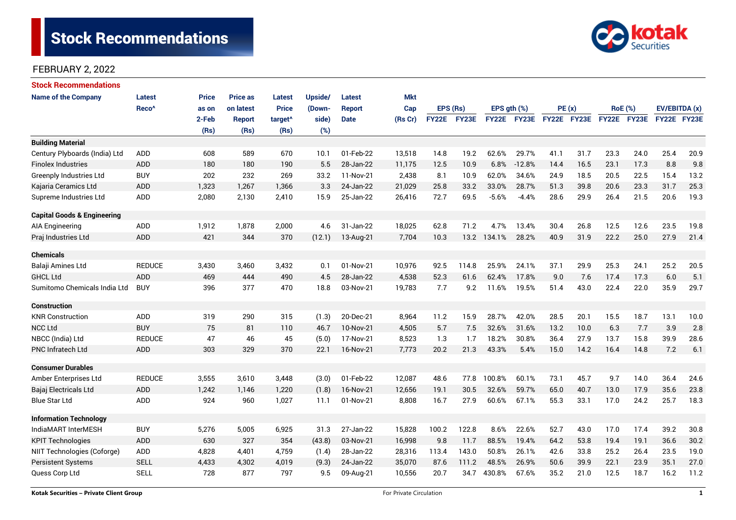# Stock Recommendations

FEBRUARY 2, 2022

## Stock Recommendations

| Name of the Company | Latest Reco^ | Price as on 2-Feb (Rs) | Price as on latest Report (Rs) | Latest Price target^ (Rs) | Upside/ (Down-side) (%) | Latest Report Date | Mkt Cap (Rs Cr) | EPS (Rs) | | EPS gth (%) | | PE (x) | | RoE (%) | | EV/EBITDA (x) | |
|---|---|---|---|---|---|---|---|---|---|---|---|---|---|---|---|---|---|
| | | | | | | | | FY22E | FY23E | FY22E | FY23E | FY22E | FY23E | FY22E | FY23E | FY22E | FY23E |
| **Building Material** | | | | | | | | | | | | | | | | | |
| Century Plyboards (India) Ltd | ADD | 608 | 589 | 670 | 10.1 | 01-Feb-22 | 13,518 | 14.8 | 19.2 | 62.6% | 29.7% | 41.1 | 31.7 | 23.3 | 24.0 | 25.4 | 20.9 |
| Finolex Industries | ADD | 180 | 180 | 190 | 5.5 | 28-Jan-22 | 11,175 | 12.5 | 10.9 | 6.8% | -12.8% | 14.4 | 16.5 | 23.1 | 17.3 | 8.8 | 9.8 |
| Greenply Industries Ltd | BUY | 202 | 232 | 269 | 33.2 | 11-Nov-21 | 2,438 | 8.1 | 10.9 | 62.0% | 34.6% | 24.9 | 18.5 | 20.5 | 22.5 | 15.4 | 13.2 |
| Kajaria Ceramics Ltd | ADD | 1,323 | 1,267 | 1,366 | 3.3 | 24-Jan-22 | 21,029 | 25.8 | 33.2 | 33.0% | 28.7% | 51.3 | 39.8 | 20.6 | 23.3 | 31.7 | 25.3 |
| Supreme Industries Ltd | ADD | 2,080 | 2,130 | 2,410 | 15.9 | 25-Jan-22 | 26,416 | 72.7 | 69.5 | -5.6% | -4.4% | 28.6 | 29.9 | 26.4 | 21.5 | 20.6 | 19.3 |
| **Capital Goods & Engineering** | | | | | | | | | | | | | | | | | |
| AIA Engineering | ADD | 1,912 | 1,878 | 2,000 | 4.6 | 31-Jan-22 | 18,025 | 62.8 | 71.2 | 4.7% | 13.4% | 30.4 | 26.8 | 12.5 | 12.6 | 23.5 | 19.8 |
| Praj Industries Ltd | ADD | 421 | 344 | 370 | (12.1) | 13-Aug-21 | 7,704 | 10.3 | 13.2 | 134.1% | 28.2% | 40.9 | 31.9 | 22.2 | 25.0 | 27.9 | 21.4 |
| **Chemicals** | | | | | | | | | | | | | | | | | |
| Balaji Amines Ltd | REDUCE | 3,430 | 3,460 | 3,432 | 0.1 | 01-Nov-21 | 10,976 | 92.5 | 114.8 | 25.9% | 24.1% | 37.1 | 29.9 | 25.3 | 24.1 | 25.2 | 20.5 |
| GHCL Ltd | ADD | 469 | 444 | 490 | 4.5 | 28-Jan-22 | 4,538 | 52.3 | 61.6 | 62.4% | 17.8% | 9.0 | 7.6 | 17.4 | 17.3 | 6.0 | 5.1 |
| Sumitomo Chemicals India Ltd | BUY | 396 | 377 | 470 | 18.8 | 03-Nov-21 | 19,783 | 7.7 | 9.2 | 11.6% | 19.5% | 51.4 | 43.0 | 22.4 | 22.0 | 35.9 | 29.7 |
| **Construction** | | | | | | | | | | | | | | | | | |
| KNR Construction | ADD | 319 | 290 | 315 | (1.3) | 20-Dec-21 | 8,964 | 11.2 | 15.9 | 28.7% | 42.0% | 28.5 | 20.1 | 15.5 | 18.7 | 13.1 | 10.0 |
| NCC Ltd | BUY | 75 | 81 | 110 | 46.7 | 10-Nov-21 | 4,505 | 5.7 | 7.5 | 32.6% | 31.6% | 13.2 | 10.0 | 6.3 | 7.7 | 3.9 | 2.8 |
| NBCC (India) Ltd | REDUCE | 47 | 46 | 45 | (5.0) | 17-Nov-21 | 8,523 | 1.3 | 1.7 | 18.2% | 30.8% | 36.4 | 27.9 | 13.7 | 15.8 | 39.9 | 28.6 |
| PNC Infratech Ltd | ADD | 303 | 329 | 370 | 22.1 | 16-Nov-21 | 7,773 | 20.2 | 21.3 | 43.3% | 5.4% | 15.0 | 14.2 | 16.4 | 14.8 | 7.2 | 6.1 |
| **Consumer Durables** | | | | | | | | | | | | | | | | | |
| Amber Enterprises Ltd | REDUCE | 3,555 | 3,610 | 3,448 | (3.0) | 01-Feb-22 | 12,087 | 48.6 | 77.8 | 100.8% | 60.1% | 73.1 | 45.7 | 9.7 | 14.0 | 36.4 | 24.6 |
| Bajaj Electricals Ltd | ADD | 1,242 | 1,146 | 1,220 | (1.8) | 16-Nov-21 | 12,656 | 19.1 | 30.5 | 32.6% | 59.7% | 65.0 | 40.7 | 13.0 | 17.9 | 35.6 | 23.8 |
| Blue Star Ltd | ADD | 924 | 960 | 1,027 | 11.1 | 01-Nov-21 | 8,808 | 16.7 | 27.9 | 60.6% | 67.1% | 55.3 | 33.1 | 17.0 | 24.2 | 25.7 | 18.3 |
| **Information Technology** | | | | | | | | | | | | | | | | | |
| IndiaMART InterMESH | BUY | 5,276 | 5,005 | 6,925 | 31.3 | 27-Jan-22 | 15,828 | 100.2 | 122.8 | 8.6% | 22.6% | 52.7 | 43.0 | 17.0 | 17.4 | 39.2 | 30.8 |
| KPIT Technologies | ADD | 630 | 327 | 354 | (43.8) | 03-Nov-21 | 16,998 | 9.8 | 11.7 | 88.5% | 19.4% | 64.2 | 53.8 | 19.4 | 19.1 | 36.6 | 30.2 |
| NIIT Technologies (Coforge) | ADD | 4,828 | 4,401 | 4,759 | (1.4) | 28-Jan-22 | 28,316 | 113.4 | 143.0 | 50.8% | 26.1% | 42.6 | 33.8 | 25.2 | 26.4 | 23.5 | 19.0 |
| Persistent Systems | SELL | 4,433 | 4,302 | 4,019 | (9.3) | 24-Jan-22 | 35,070 | 87.6 | 111.2 | 48.5% | 26.9% | 50.6 | 39.9 | 22.1 | 23.9 | 35.1 | 27.0 |
| Quess Corp Ltd | SELL | 728 | 877 | 797 | 9.5 | 09-Aug-21 | 10,556 | 20.7 | 34.7 | 430.8% | 67.6% | 35.2 | 21.0 | 12.5 | 18.7 | 16.2 | 11.2 |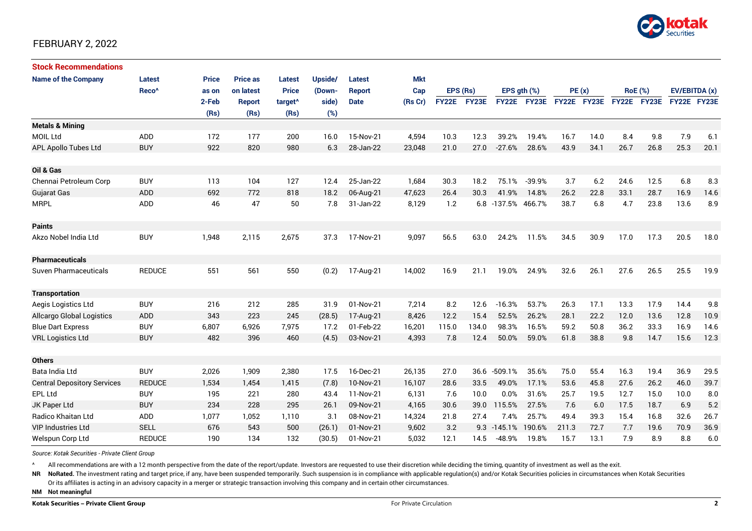FEBRUARY 2, 2022

## Stock Recommendations

| Name of the Company | Latest Reco^ | Price as on 2-Feb (Rs) | Price as on latest Report (Rs) | Latest Price target^ (Rs) | Upside/ (Down-side) (%) | Latest Report Date | Mkt Cap (Rs Cr) | EPS (Rs) | | EPS gth (%) | | PE (x) | | RoE (%) | | EV/EBITDA (x) | |
|---|---|---|---|---|---|---|---|---|---|---|---|---|---|---|---|---|---|
| | | | | | | | | FY22E | FY23E | FY22E | FY23E | FY22E | FY23E | FY22E | FY23E | FY22E | FY23E |
| **Metals & Mining** | | | | | | | | | | | | | | | | | |
| MOIL Ltd | ADD | 172 | 177 | 200 | 16.0 | 15-Nov-21 | 4,594 | 10.3 | 12.3 | 39.2% | 19.4% | 16.7 | 14.0 | 8.4 | 9.8 | 7.9 | 6.1 |
| APL Apollo Tubes Ltd | BUY | 922 | 820 | 980 | 6.3 | 28-Jan-22 | 23,048 | 21.0 | 27.0 | -27.6% | 28.6% | 43.9 | 34.1 | 26.7 | 26.8 | 25.3 | 20.1 |
| **Oil & Gas** | | | | | | | | | | | | | | | | | |
| Chennai Petroleum Corp | BUY | 113 | 104 | 127 | 12.4 | 25-Jan-22 | 1,684 | 30.3 | 18.2 | 75.1% | -39.9% | 3.7 | 6.2 | 24.6 | 12.5 | 6.8 | 8.3 |
| Gujarat Gas | ADD | 692 | 772 | 818 | 18.2 | 06-Aug-21 | 47,623 | 26.4 | 30.3 | 41.9% | 14.8% | 26.2 | 22.8 | 33.1 | 28.7 | 16.9 | 14.6 |
| MRPL | ADD | 46 | 47 | 50 | 7.8 | 31-Jan-22 | 8,129 | 1.2 | 6.8 | -137.5% | 466.7% | 38.7 | 6.8 | 4.7 | 23.8 | 13.6 | 8.9 |
| **Paints** | | | | | | | | | | | | | | | | | |
| Akzo Nobel India Ltd | BUY | 1,948 | 2,115 | 2,675 | 37.3 | 17-Nov-21 | 9,097 | 56.5 | 63.0 | 24.2% | 11.5% | 34.5 | 30.9 | 17.0 | 17.3 | 20.5 | 18.0 |
| **Pharmaceuticals** | | | | | | | | | | | | | | | | | |
| Suven Pharmaceuticals | REDUCE | 551 | 561 | 550 | (0.2) | 17-Aug-21 | 14,002 | 16.9 | 21.1 | 19.0% | 24.9% | 32.6 | 26.1 | 27.6 | 26.5 | 25.5 | 19.9 |
| **Transportation** | | | | | | | | | | | | | | | | | |
| Aegis Logistics Ltd | BUY | 216 | 212 | 285 | 31.9 | 01-Nov-21 | 7,214 | 8.2 | 12.6 | -16.3% | 53.7% | 26.3 | 17.1 | 13.3 | 17.9 | 14.4 | 9.8 |
| Allcargo Global Logistics | ADD | 343 | 223 | 245 | (28.5) | 17-Aug-21 | 8,426 | 12.2 | 15.4 | 52.5% | 26.2% | 28.1 | 22.2 | 12.0 | 13.6 | 12.8 | 10.9 |
| Blue Dart Express | BUY | 6,807 | 6,926 | 7,975 | 17.2 | 01-Feb-22 | 16,201 | 115.0 | 134.0 | 98.3% | 16.5% | 59.2 | 50.8 | 36.2 | 33.3 | 16.9 | 14.6 |
| VRL Logistics Ltd | BUY | 482 | 396 | 460 | (4.5) | 03-Nov-21 | 4,393 | 7.8 | 12.4 | 50.0% | 59.0% | 61.8 | 38.8 | 9.8 | 14.7 | 15.6 | 12.3 |
| **Others** | | | | | | | | | | | | | | | | | |
| Bata India Ltd | BUY | 2,026 | 1,909 | 2,380 | 17.5 | 16-Dec-21 | 26,135 | 27.0 | 36.6 | -509.1% | 35.6% | 75.0 | 55.4 | 16.3 | 19.4 | 36.9 | 29.5 |
| Central Depository Services | REDUCE | 1,534 | 1,454 | 1,415 | (7.8) | 10-Nov-21 | 16,107 | 28.6 | 33.5 | 49.0% | 17.1% | 53.6 | 45.8 | 27.6 | 26.2 | 46.0 | 39.7 |
| EPL Ltd | BUY | 195 | 221 | 280 | 43.4 | 11-Nov-21 | 6,131 | 7.6 | 10.0 | 0.0% | 31.6% | 25.7 | 19.5 | 12.7 | 15.0 | 10.0 | 8.0 |
| JK Paper Ltd | BUY | 234 | 228 | 295 | 26.1 | 09-Nov-21 | 4,165 | 30.6 | 39.0 | 115.5% | 27.5% | 7.6 | 6.0 | 17.5 | 18.7 | 6.9 | 5.2 |
| Radico Khaitan Ltd | ADD | 1,077 | 1,052 | 1,110 | 3.1 | 08-Nov-21 | 14,324 | 21.8 | 27.4 | 7.4% | 25.7% | 49.4 | 39.3 | 15.4 | 16.8 | 32.6 | 26.7 |
| VIP Industries Ltd | SELL | 676 | 543 | 500 | (26.1) | 01-Nov-21 | 9,602 | 3.2 | 9.3 | -145.1% | 190.6% | 211.3 | 72.7 | 7.7 | 19.6 | 70.9 | 36.9 |
| Welspun Corp Ltd | REDUCE | 190 | 134 | 132 | (30.5) | 01-Nov-21 | 5,032 | 12.1 | 14.5 | -48.9% | 19.8% | 15.7 | 13.1 | 7.9 | 8.9 | 8.8 | 6.0 |

*Source: Kotak Securities - Private Client Group*

^ All recommendations are with a 12 month perspective from the date of the report/update. Investors are requested to use their discretion while deciding the timing, quantity of investment as well as the exit.

**NR** **NoRated.** The investment rating and target price, if any, have been suspended temporarily. Such suspension is in compliance with applicable regulation(s) and/or Kotak Securities policies in circumstances when Kotak Securities Or its affiliates is acting in an advisory capacity in a merger or strategic transaction involving this company and in certain other circumstances.

**NM** **Not meaningful**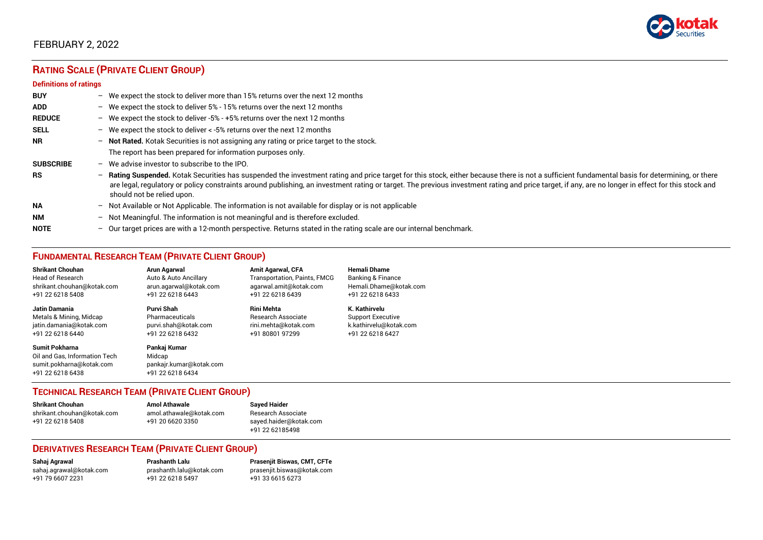FEBRUARY 2, 2022

## RATING SCALE (PRIVATE CLIENT GROUP)

### Definitions of ratings

| | |
|---|---|
| **BUY** | – We expect the stock to deliver more than 15% returns over the next 12 months |
| **ADD** | – We expect the stock to deliver 5% - 15% returns over the next 12 months |
| **REDUCE** | – We expect the stock to deliver -5% - +5% returns over the next 12 months |
| **SELL** | – We expect the stock to deliver < -5% returns over the next 12 months |
| **NR** | – **Not Rated.** Kotak Securities is not assigning any rating or price target to the stock. The report has been prepared for information purposes only. |
| **SUBSCRIBE** | – We advise investor to subscribe to the IPO. |
| **RS** | – **Rating Suspended.** Kotak Securities has suspended the investment rating and price target for this stock, either because there is not a sufficient fundamental basis for determining, or there are legal, regulatory or policy constraints around publishing, an investment rating or target. The previous investment rating and price target, if any, are no longer in effect for this stock and should not be relied upon. |
| **NA** | – Not Available or Not Applicable. The information is not available for display or is not applicable |
| **NM** | – Not Meaningful. The information is not meaningful and is therefore excluded. |
| **NOTE** | – Our target prices are with a 12-month perspective. Returns stated in the rating scale are our internal benchmark. |

## FUNDAMENTAL RESEARCH TEAM (PRIVATE CLIENT GROUP)

**Shrikant Chouhan**
Head of Research
shrikant.chouhan@kotak.com
+91 22 6218 5408

**Arun Agarwal**
Auto & Auto Ancillary
arun.agarwal@kotak.com
+91 22 6218 6443

**Amit Agarwal, CFA**
Transportation, Paints, FMCG
agarwal.amit@kotak.com
+91 22 6218 6439

**Hemali Dhame**
Banking & Finance
Hemali.Dhame@kotak.com
+91 22 6218 6433

**Jatin Damania**
Metals & Mining, Midcap
jatin.damania@kotak.com
+91 22 6218 6440

**Purvi Shah**
Pharmaceuticals
purvi.shah@kotak.com
+91 22 6218 6432

**Rini Mehta**
Research Associate
rini.mehta@kotak.com
+91 80801 97299

**K. Kathirvelu**
Support Executive
k.kathirvelu@kotak.com
+91 22 6218 6427

**Sumit Pokharna**
Oil and Gas, Information Tech
sumit.pokharna@kotak.com
+91 22 6218 6438

**Pankaj Kumar**
Midcap
pankajr.kumar@kotak.com
+91 22 6218 6434

## TECHNICAL RESEARCH TEAM (PRIVATE CLIENT GROUP)

**Shrikant Chouhan**
shrikant.chouhan@kotak.com
+91 22 6218 5408

**Amol Athawale**
amol.athawale@kotak.com
+91 20 6620 3350

**Sayed Haider**
Research Associate
sayed.haider@kotak.com
+91 22 62185498

## DERIVATIVES RESEARCH TEAM (PRIVATE CLIENT GROUP)

**Sahaj Agrawal**
sahaj.agrawal@kotak.com
+91 79 6607 2231

**Prashanth Lalu**
prashanth.lalu@kotak.com
+91 22 6218 5497

**Prasenjit Biswas, CMT, CFTe**
prasenjit.biswas@kotak.com
+91 33 6615 6273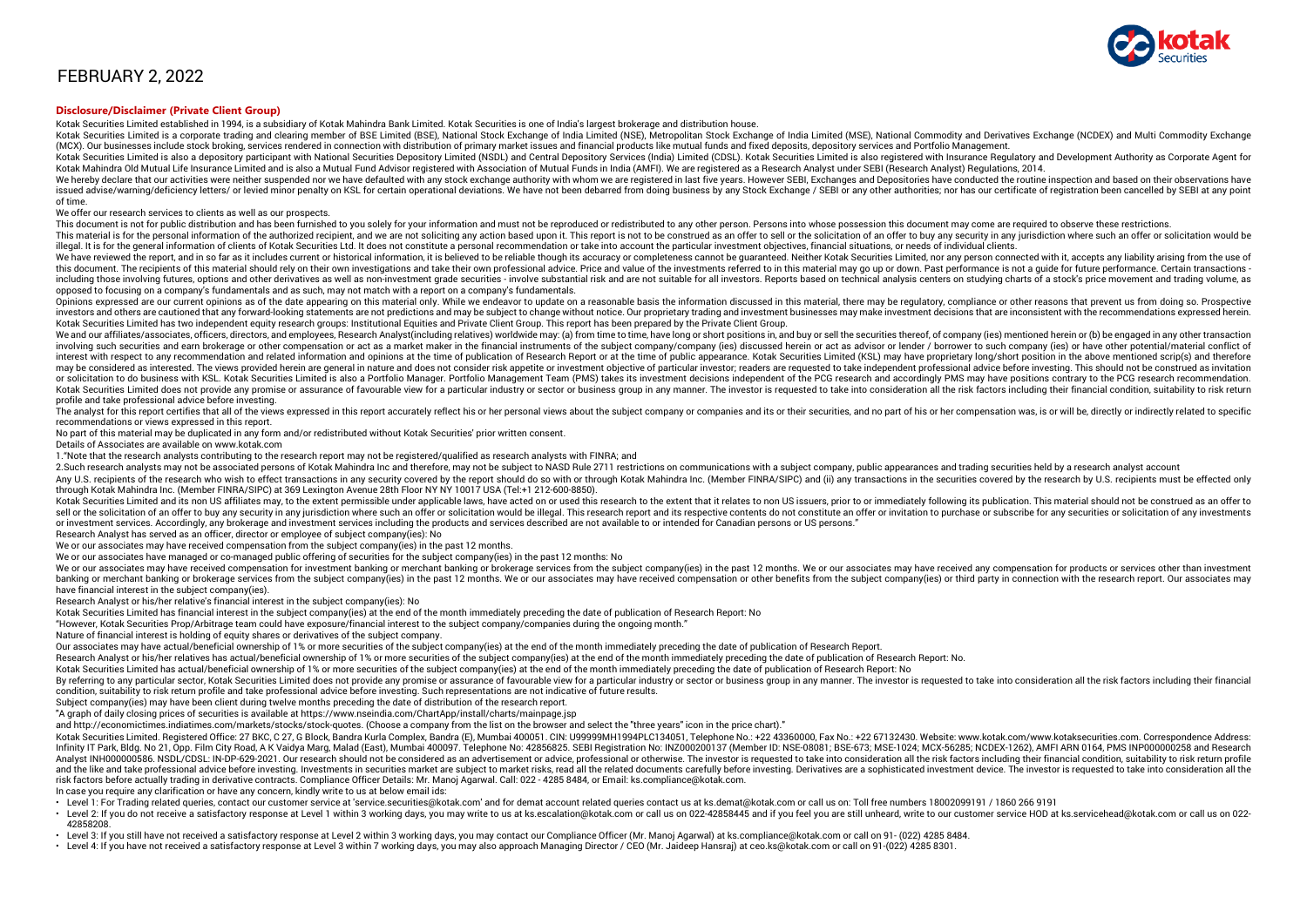FEBRUARY 2, 2022

### Disclosure/Disclaimer (Private Client Group)

Kotak Securities Limited established in 1994, is a subsidiary of Kotak Mahindra Bank Limited. Kotak Securities is one of India's largest brokerage and distribution house.

Kotak Securities Limited is a corporate trading and clearing member of BSE Limited (BSE), National Stock Exchange of India Limited (NSE), Metropolitan Stock Exchange of India Limited (MSE), National Commodity and Derivatives Exchange (NCDEX) and Multi Commodity Exchange (MCX). Our businesses include stock broking, services rendered in connection with distribution of primary market issues and financial products like mutual funds and fixed deposits, depository services and Portfolio Management.

Kotak Securities Limited is also a depository participant with National Securities Depository Limited (NSDL) and Central Depository Services (India) Limited (CDSL). Kotak Securities Limited is also registered with Insurance Regulatory and Development Authority as Corporate Agent for Kotak Mahindra Old Mutual Life Insurance Limited and is also a Mutual Fund Advisor registered with Association of Mutual Funds in India (AMFI). We are registered as a Research Analyst under SEBI (Research Analyst) Regulations, 2014.

We hereby declare that our activities were neither suspended nor we have defaulted with any stock exchange authority with whom we are registered in last five years. However SEBI, Exchanges and Depositories have conducted the routine inspection and based on their observations have issued advise/warning/deficiency letters/ or levied minor penalty on KSL for certain operational deviations. We have not been debarred from doing business by any Stock Exchange / SEBI or any other authorities; nor has our certificate of registration been cancelled by SEBI at any point of time.

We offer our research services to clients as well as our prospects.

This document is not for public distribution and has been furnished to you solely for your information and must not be reproduced or redistributed to any other person. Persons into whose possession this document may come are required to observe these restrictions.

This material is for the personal information of the authorized recipient, and we are not soliciting any action based upon it. This report is not to be construed as an offer to sell or the solicitation of an offer to buy any security in any jurisdiction where such an offer or solicitation would be illegal. It is for the general information of clients of Kotak Securities Ltd. It does not constitute a personal recommendation or take into account the particular investment objectives, financial situations, or needs of individual clients.

We have reviewed the report, and in so far as it includes current or historical information, it is believed to be reliable though its accuracy or completeness cannot be guaranteed. Neither Kotak Securities Limited, nor any person connected with it, accepts any liability arising from the use of this document. The recipients of this material should rely on their own investigations and take their own professional advice. Price and value of the investments referred to in this material may go up or down. Past performance is not a guide for future performance. Certain transactions - including those involving futures, options and other derivatives as well as non-investment grade securities - involve substantial risk and are not suitable for all investors. Reports based on technical analysis centers on studying charts of a stock's price movement and trading volume, as opposed to focusing on a company's fundamentals and as such, may not match with a report on a company's fundamentals.

Opinions expressed are our current opinions as of the date appearing on this material only. While we endeavor to update on a reasonable basis the information discussed in this material, there may be regulatory, compliance or other reasons that prevent us from doing so. Prospective investors and others are cautioned that any forward-looking statements are not predictions and may be subject to change without notice. Our proprietary trading and investment businesses may make investment decisions that are inconsistent with the recommendations expressed herein. Kotak Securities Limited has two independent equity research groups: Institutional Equities and Private Client Group. This report has been prepared by the Private Client Group.

We and our affiliates/associates, officers, directors, and employees, Research Analyst(including relatives) worldwide may: (a) from time to time, have long or short positions in, and buy or sell the securities thereof, of company (ies) mentioned herein or (b) be engaged in any other transaction involving such securities and earn brokerage or other compensation or act as a market maker in the financial instruments of the subject company/company (ies) discussed herein or act as advisor or lender / borrower to such company (ies) or have other potential/material conflict of interest with respect to any recommendation and related information and opinions at the time of publication of Research Report or at the time of public appearance. Kotak Securities Limited (KSL) may have proprietary long/short position in the above mentioned scrip(s) and therefore may be considered as interested. The views provided herein are general in nature and does not consider risk appetite or investment objective of particular investor; readers are requested to take independent professional advice before investing. This should not be construed as invitation or solicitation to do business with KSL. Kotak Securities Limited is also a Portfolio Manager. Portfolio Management Team (PMS) takes its investment decisions independent of the PCG research and accordingly PMS may have positions contrary to the PCG research recommendation. Kotak Securities Limited does not provide any promise or assurance of favourable view for a particular industry or sector or business group in any manner. The investor is requested to take into consideration all the risk factors including their financial condition, suitability to risk return profile and take professional advice before investing.

The analyst for this report certifies that all of the views expressed in this report accurately reflect his or her personal views about the subject company or companies and its or their securities, and no part of his or her compensation was, is or will be, directly or indirectly related to specific recommendations or views expressed in this report.

No part of this material may be duplicated in any form and/or redistributed without Kotak Securities' prior written consent.

Details of Associates are available on www.kotak.com

1."Note that the research analysts contributing to the research report may not be registered/qualified as research analysts with FINRA; and

2.Such research analysts may not be associated persons of Kotak Mahindra Inc and therefore, may not be subject to NASD Rule 2711 restrictions on communications with a subject company, public appearances and trading securities held by a research analyst account

Any U.S. recipients of the research who wish to effect transactions in any security covered by the report should do so with or through Kotak Mahindra Inc. (Member FINRA/SIPC) and (ii) any transactions in the securities covered by the research by U.S. recipients must be effected only through Kotak Mahindra Inc. (Member FINRA/SIPC) at 369 Lexington Avenue 28th Floor NY NY 10017 USA (Tel:+1 212-600-8850).

Kotak Securities Limited and its non US affiliates may, to the extent permissible under applicable laws, have acted on or used this research to the extent that it relates to non US issuers, prior to or immediately following its publication. This material should not be construed as an offer to sell or the solicitation of an offer to buy any security in any jurisdiction where such an offer or solicitation would be illegal. This research report and its respective contents do not constitute an offer or invitation to purchase or subscribe for any securities or solicitation of any investments or investment services. Accordingly, any brokerage and investment services including the products and services described are not available to or intended for Canadian persons or US persons."

Research Analyst has served as an officer, director or employee of subject company(ies): No

We or our associates may have received compensation from the subject company(ies) in the past 12 months.

We or our associates have managed or co-managed public offering of securities for the subject company(ies) in the past 12 months: No

We or our associates may have received compensation for investment banking or merchant banking or brokerage services from the subject company(ies) in the past 12 months. We or our associates may have received any compensation for products or services other than investment banking or merchant banking or brokerage services from the subject company(ies) in the past 12 months. We or our associates may have received compensation or other benefits from the subject company(ies) or third party in connection with the research report. Our associates may have financial interest in the subject company(ies).

Research Analyst or his/her relative's financial interest in the subject company(ies): No

Kotak Securities Limited has financial interest in the subject company(ies) at the end of the month immediately preceding the date of publication of Research Report: No

"However, Kotak Securities Prop/Arbitrage team could have exposure/financial interest to the subject company/companies during the ongoing month."

Nature of financial interest is holding of equity shares or derivatives of the subject company.

Our associates may have actual/beneficial ownership of 1% or more securities of the subject company(ies) at the end of the month immediately preceding the date of publication of Research Report.

Research Analyst or his/her relatives has actual/beneficial ownership of 1% or more securities of the subject company(ies) at the end of the month immediately preceding the date of publication of Research Report: No.

Kotak Securities Limited has actual/beneficial ownership of 1% or more securities of the subject company(ies) at the end of the month immediately preceding the date of publication of Research Report: No

By referring to any particular sector, Kotak Securities Limited does not provide any promise or assurance of favourable view for a particular industry or sector or business group in any manner. The investor is requested to take into consideration all the risk factors including their financial condition, suitability to risk return profile and take professional advice before investing. Such representations are not indicative of future results.

Subject company(ies) may have been client during twelve months preceding the date of distribution of the research report.

"A graph of daily closing prices of securities is available at https://www.nseindia.com/ChartApp/install/charts/mainpage.jsp

and http://economictimes.indiatimes.com/markets/stocks/stock-quotes. (Choose a company from the list on the browser and select the "three years" icon in the price chart)."

Kotak Securities Limited. Registered Office: 27 BKC, C 27, G Block, Bandra Kurla Complex, Bandra (E), Mumbai 400051. CIN: U99999MH1994PLC134051, Telephone No.: +22 43360000, Fax No.: +22 67132430. Website: www.kotak.com/www.kotaksecurities.com. Correspondence Address: Infinity IT Park, Bldg. No 21, Opp. Film City Road, A K Vaidya Marg, Malad (East), Mumbai 400097. Telephone No: 42856825. SEBI Registration No: INZ000200137 (Member ID: NSE-08081; BSE-673; MSE-1024; MCX-56285; NCDEX-1262), AMFI ARN 0164, PMS INP000000258 and Research Analyst INH000000586. NSDL/CDSL: IN-DP-629-2021. Our research should not be considered as an advertisement or advice, professional or otherwise. The investor is requested to take into consideration all the risk factors including their financial condition, suitability to risk return profile and the like and take professional advice before investing. Investments in securities market are subject to market risks, read all the related documents carefully before investing. Derivatives are a sophisticated investment device. The investor is requested to take into consideration all the risk factors before actually trading in derivative contracts. Compliance Officer Details: Mr. Manoj Agarwal. Call: 022 - 4285 8484, or Email: ks.compliance@kotak.com.

In case you require any clarification or have any concern, kindly write to us at below email ids:

- Level 1: For Trading related queries, contact our customer service at 'service.securities@kotak.com' and for demat account related queries contact us at ks.demat@kotak.com or call us on: Toll free numbers 18002099191 / 1860 266 9191
- Level 2: If you do not receive a satisfactory response at Level 1 within 3 working days, you may write to us at ks.escalation@kotak.com or call us on 022-42858445 and if you feel you are still unheard, write to our customer service HOD at ks.servicehead@kotak.com or call us on 022-42858208.
- Level 3: If you still have not received a satisfactory response at Level 2 within 3 working days, you may contact our Compliance Officer (Mr. Manoj Agarwal) at ks.compliance@kotak.com or call on 91- (022) 4285 8484.
- Level 4: If you have not received a satisfactory response at Level 3 within 7 working days, you may also approach Managing Director / CEO (Mr. Jaideep Hansraj) at ceo.ks@kotak.com or call on 91-(022) 4285 8301.